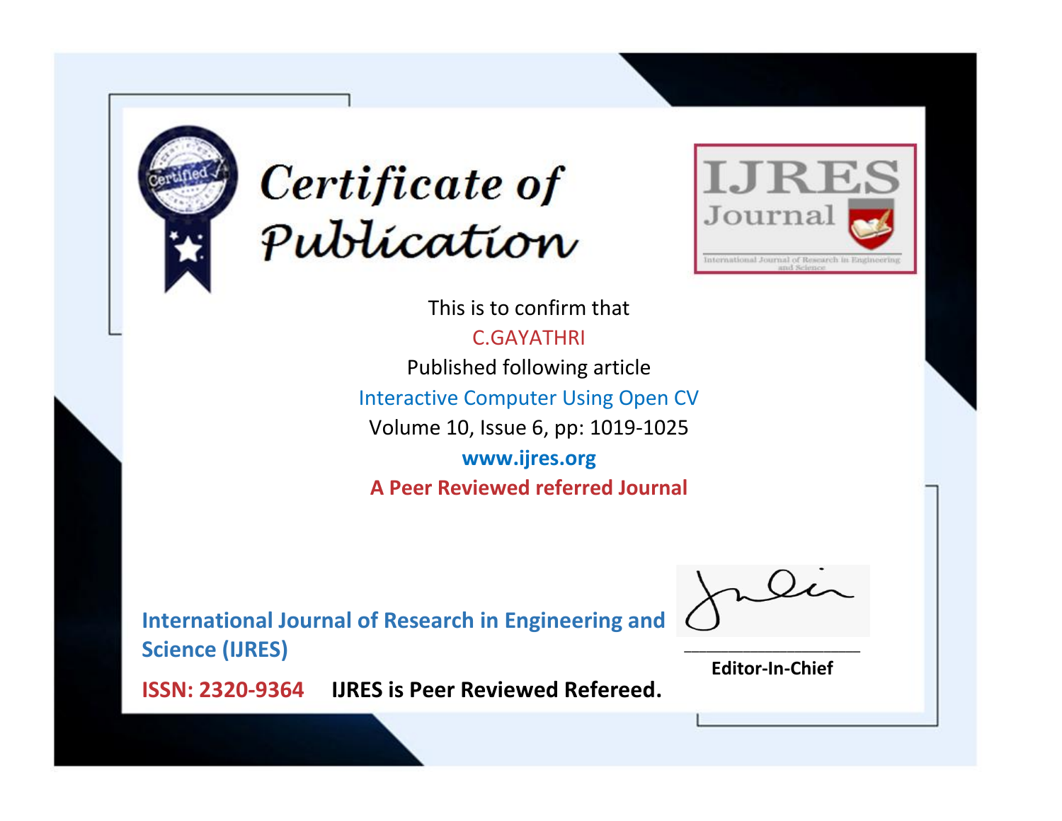# Certificate of Publication

IJRES Journal

International Journal of Research in Engineering and Science

This is to confirm that

C.GAYATHRI

Published following article

Interactive Computer Using Open CV

Volume 10, Issue 6, pp: 1019-1025

**www.ijres.org**

**A Peer Reviewed referred Journal**

**International Journal of Research in Engineering and Science (IJRES)**

**ISSN: 2320-9364** **IJRES is Peer Reviewed Refereed.**

**Editor-In-Chief**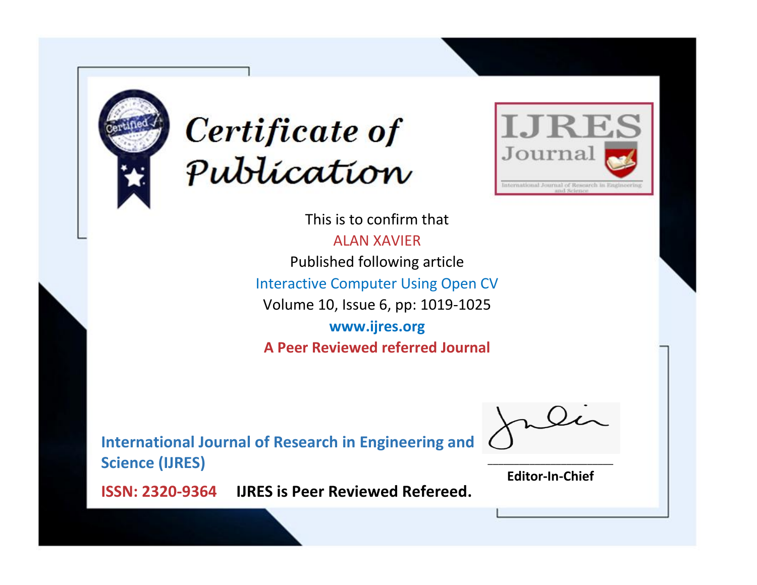# Certificate of Publication

IJRES Journal

International Journal of Research in Engineering and Science

This is to confirm that

ALAN XAVIER

Published following article

Interactive Computer Using Open CV

Volume 10, Issue 6, pp: 1019-1025

**www.ijres.org**

**A Peer Reviewed referred Journal**

**International Journal of Research in Engineering and Science (IJRES)**

**ISSN: 2320-9364** **IJRES is Peer Reviewed Refereed.**

**Editor-In-Chief**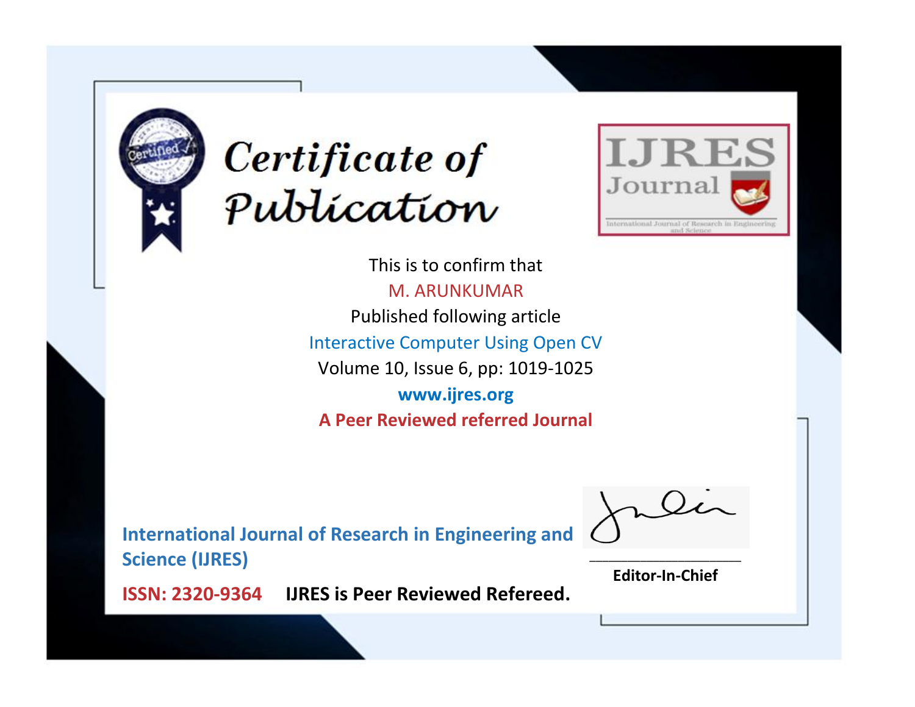# Certificate of Publication

IJRES Journal

International Journal of Research in Engineering and Science

This is to confirm that

M. ARUNKUMAR

Published following article

Interactive Computer Using Open CV

Volume 10, Issue 6, pp: 1019-1025

**www.ijres.org**

**A Peer Reviewed referred Journal**

**International Journal of Research in Engineering and Science (IJRES)**

**ISSN: 2320-9364** **IJRES is Peer Reviewed Refereed.**

**Editor-In-Chief**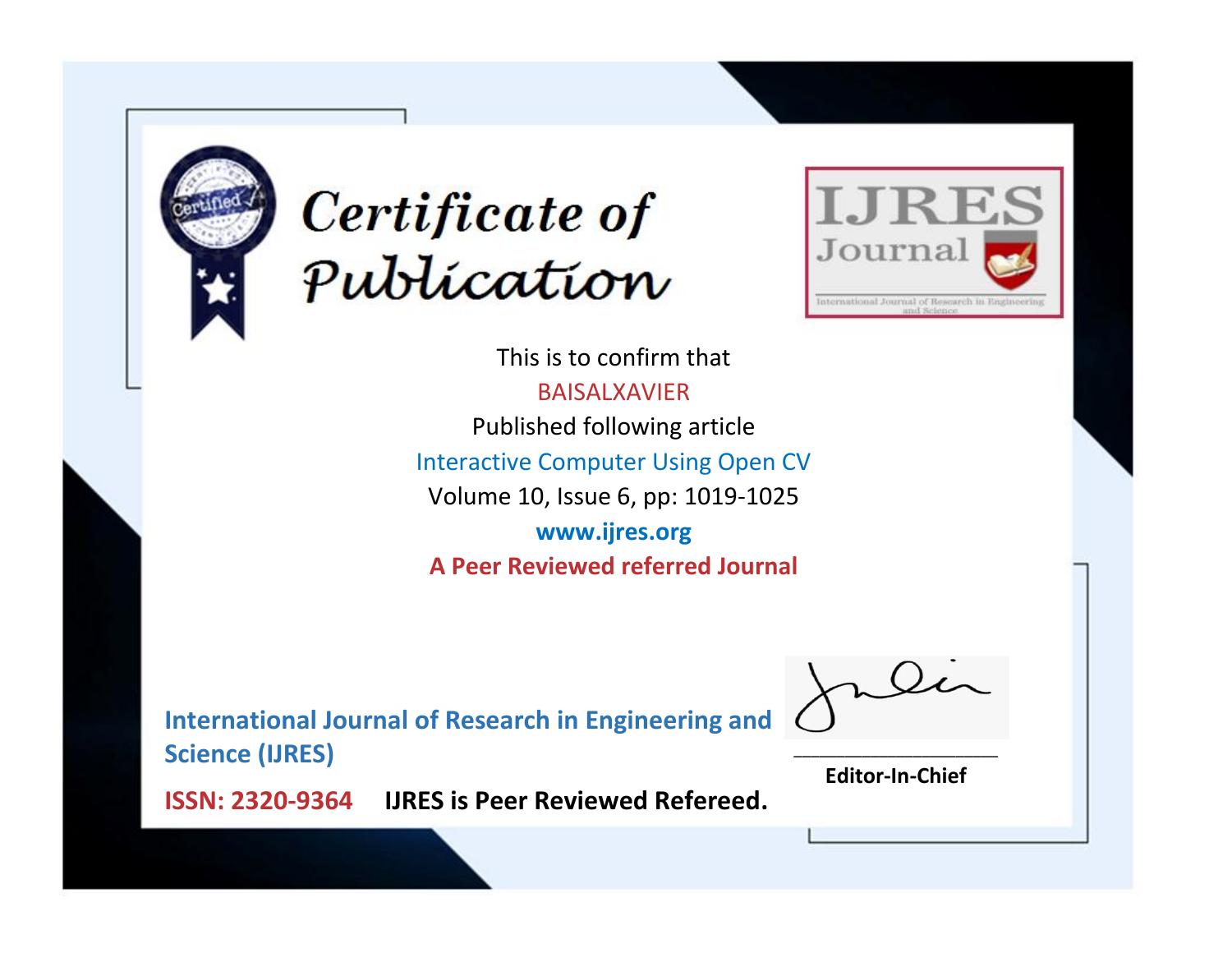# Certificate of Publication

IJRES Journal

International Journal of Research in Engineering and Science

This is to confirm that

BAISALXAVIER

Published following article

Interactive Computer Using Open CV

Volume 10, Issue 6, pp: 1019-1025

**www.ijres.org**

**A Peer Reviewed referred Journal**

**International Journal of Research in Engineering and Science (IJRES)**

**ISSN: 2320-9364** **IJRES is Peer Reviewed Refereed.**

**Editor-In-Chief**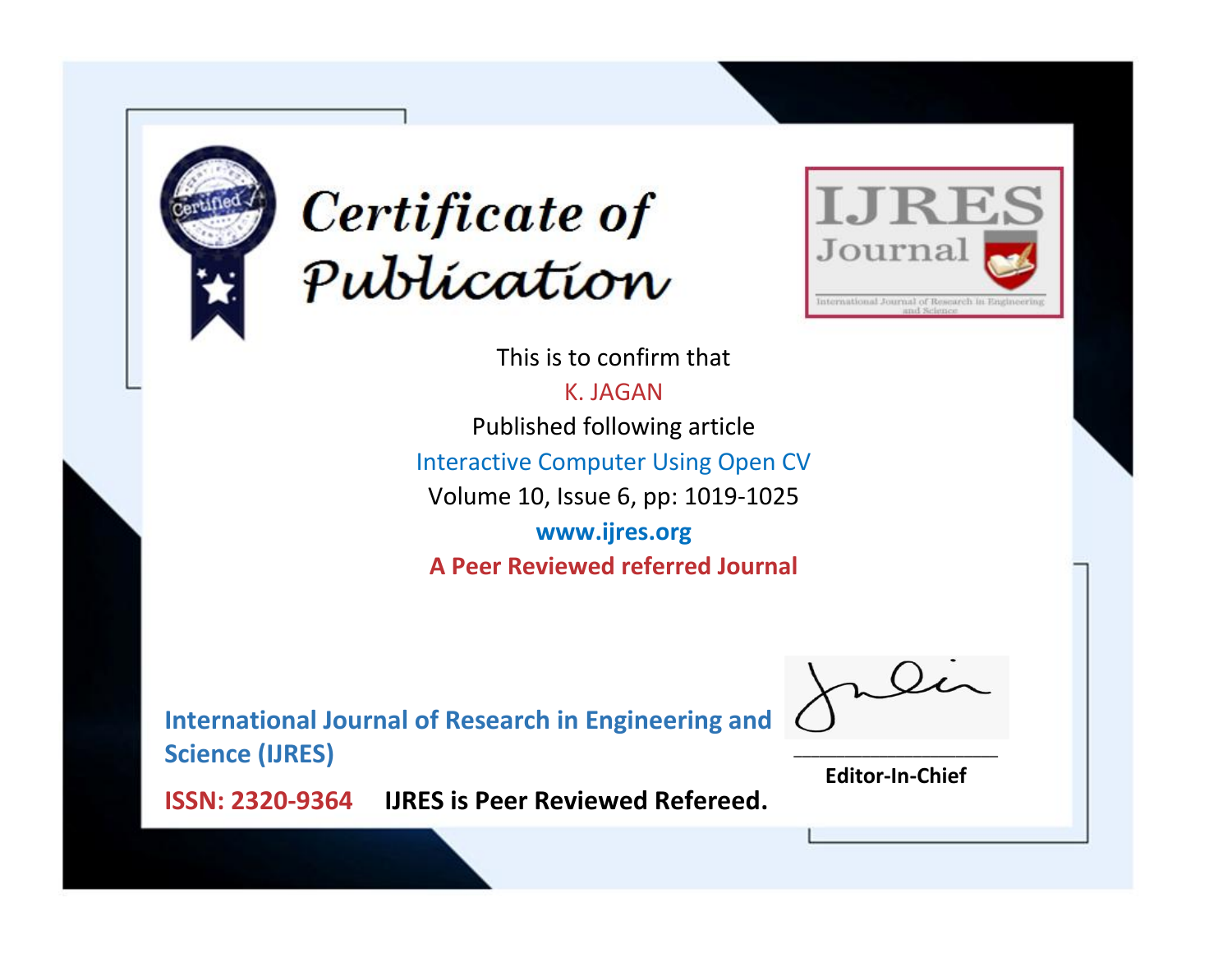# Certificate of Publication

**IJRES Journal**

International Journal of Research in Engineering and Science

This is to confirm that

K. JAGAN

Published following article

Interactive Computer Using Open CV

Volume 10, Issue 6, pp: 1019-1025

**www.ijres.org**

**A Peer Reviewed referred Journal**

**International Journal of Research in Engineering and Science (IJRES)**

**ISSN: 2320-9364** **IJRES is Peer Reviewed Refereed.**

**Editor-In-Chief**